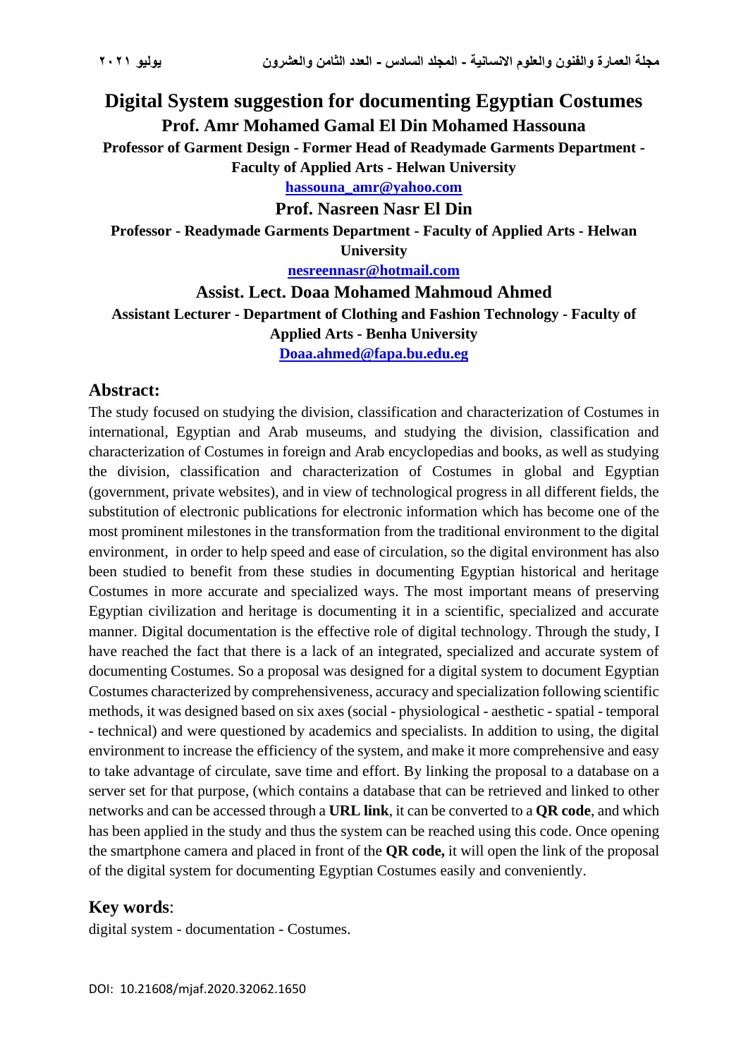# Digital System suggestion for documenting Egyptian Costumes

**Prof. Amr Mohamed Gamal El Din Mohamed Hassouna**

**Professor of Garment Design - Former Head of Readymade Garments Department - Faculty of Applied Arts - Helwan University**

**hassouna_amr@yahoo.com**

**Prof. Nasreen Nasr El Din**

**Professor - Readymade Garments Department - Faculty of Applied Arts - Helwan University**

**nesreennasr@hotmail.com**

**Assist. Lect. Doaa Mohamed Mahmoud Ahmed**

**Assistant Lecturer - Department of Clothing and Fashion Technology - Faculty of Applied Arts - Benha University**

**Doaa.ahmed@fapa.bu.edu.eg**

## Abstract:

The study focused on studying the division, classification and characterization of Costumes in international, Egyptian and Arab museums, and studying the division, classification and characterization of Costumes in foreign and Arab encyclopedias and books, as well as studying the division, classification and characterization of Costumes in global and Egyptian (government, private websites), and in view of technological progress in all different fields, the substitution of electronic publications for electronic information which has become one of the most prominent milestones in the transformation from the traditional environment to the digital environment, in order to help speed and ease of circulation, so the digital environment has also been studied to benefit from these studies in documenting Egyptian historical and heritage Costumes in more accurate and specialized ways. The most important means of preserving Egyptian civilization and heritage is documenting it in a scientific, specialized and accurate manner. Digital documentation is the effective role of digital technology. Through the study, I have reached the fact that there is a lack of an integrated, specialized and accurate system of documenting Costumes. So a proposal was designed for a digital system to document Egyptian Costumes characterized by comprehensiveness, accuracy and specialization following scientific methods, it was designed based on six axes (social - physiological - aesthetic - spatial - temporal - technical) and were questioned by academics and specialists. In addition to using, the digital environment to increase the efficiency of the system, and make it more comprehensive and easy to take advantage of circulate, save time and effort. By linking the proposal to a database on a server set for that purpose, (which contains a database that can be retrieved and linked to other networks and can be accessed through a **URL link**, it can be converted to a **QR code**, and which has been applied in the study and thus the system can be reached using this code. Once opening the smartphone camera and placed in front of the **QR code,** it will open the link of the proposal of the digital system for documenting Egyptian Costumes easily and conveniently.

## Key words:

digital system - documentation - Costumes.

DOI: 10.21608/mjaf.2020.32062.1650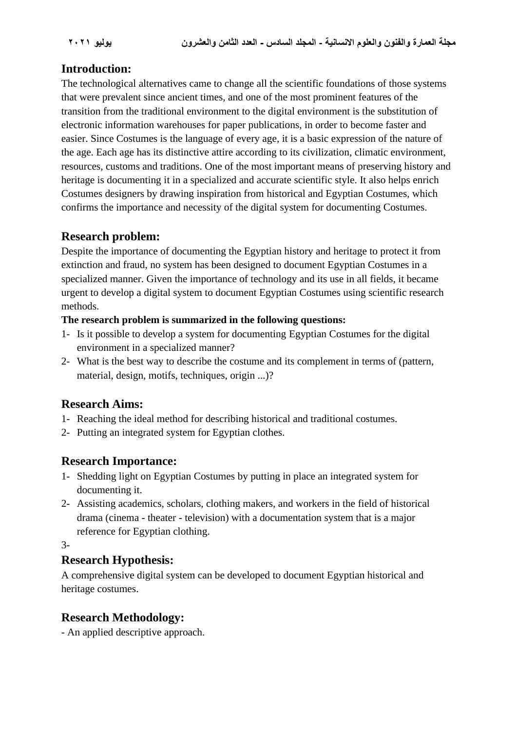## Introduction:

The technological alternatives came to change all the scientific foundations of those systems that were prevalent since ancient times, and one of the most prominent features of the transition from the traditional environment to the digital environment is the substitution of electronic information warehouses for paper publications, in order to become faster and easier. Since Costumes is the language of every age, it is a basic expression of the nature of the age. Each age has its distinctive attire according to its civilization, climatic environment, resources, customs and traditions. One of the most important means of preserving history and heritage is documenting it in a specialized and accurate scientific style. It also helps enrich Costumes designers by drawing inspiration from historical and Egyptian Costumes, which confirms the importance and necessity of the digital system for documenting Costumes.

## Research problem:

Despite the importance of documenting the Egyptian history and heritage to protect it from extinction and fraud, no system has been designed to document Egyptian Costumes in a specialized manner. Given the importance of technology and its use in all fields, it became urgent to develop a digital system to document Egyptian Costumes using scientific research methods.

**The research problem is summarized in the following questions:**

1- Is it possible to develop a system for documenting Egyptian Costumes for the digital environment in a specialized manner?
2- What is the best way to describe the costume and its complement in terms of (pattern, material, design, motifs, techniques, origin ...)?

## Research Aims:

1- Reaching the ideal method for describing historical and traditional costumes.
2- Putting an integrated system for Egyptian clothes.

## Research Importance:

1- Shedding light on Egyptian Costumes by putting in place an integrated system for documenting it.
2- Assisting academics, scholars, clothing makers, and workers in the field of historical drama (cinema - theater - television) with a documentation system that is a major reference for Egyptian clothing.
3-

## Research Hypothesis:

A comprehensive digital system can be developed to document Egyptian historical and heritage costumes.

## Research Methodology:

- An applied descriptive approach.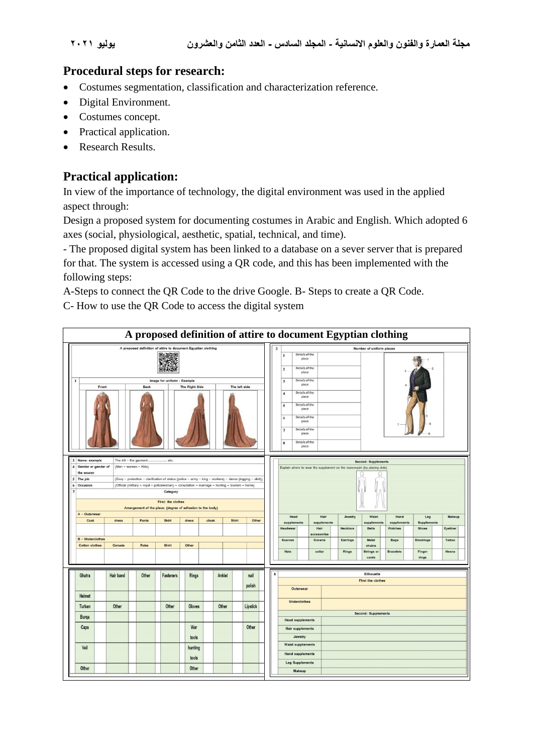## Procedural steps for research:

- Costumes segmentation, classification and characterization reference.
- Digital Environment.
- Costumes concept.
- Practical application.
- Research Results.

## Practical application:

In view of the importance of technology, the digital environment was used in the applied aspect through:

Design a proposed system for documenting costumes in Arabic and English. Which adopted 6 axes (social, physiological, aesthetic, spatial, technical, and time).

- The proposed digital system has been linked to a database on a sever server that is prepared for that. The system is accessed using a QR code, and this has been implemented with the following steps:

A-Steps to connect the QR Code to the drive Google. B- Steps to create a QR Code.

C- How to use the QR Code to access the digital system

**A proposed definition of attire to document Egyptian clothing**

A proposed definition of attire to document Egyptian clothing

| 1 | Image for uniform : Example | | | |
|---|---|---|---|---|
| | Front | Back | The Right Side | The left side |

| 2 | Number of uniform pieces |
|---|---|
| 1 | Details of the piece |
| 2 | Details of the piece |
| 3 | Details of the piece |
| 4 | Details of the piece |
| 5 | Details of the piece |
| 6 | Details of the piece |
| 7 | Details of the piece |
| 8 | Details of the piece |

| | | |
|---|---|---|
| 3 | Name: example | The kilt – the garment……………. etc. |
| 4 | Gender or gender of the wearer | (Men – women – Kids) |
| 5 | The job | (Envy – protection – clarification of status (police – army – king – workers) – dance (logging – skirt)) |
| 6 | Occasion | (Official (military – royal – policewoman) – consolation – marriage – hunting – tourism – home) |
| 7 | Category | |

First: the clothes

Arrangement of the piece: (degree of adhesion to the body)

| A – Outerwear | | | | | | | |
|---|---|---|---|---|---|---|---|
| Coat | dress | Pants | Skirt | dress | cloak | Shirt | Other |
| | | | | | | | |

| B – Underclothes | | | | |
|---|---|---|---|---|
| Cotton clothes | Corsets | Robe | Shirt | Other |
| | | | | |

Second: Supplements

Explain where to wear the supplement on the mannequin (by placing dots)

| Head supplements | Hair supplements | Jewelry | Waist supplements | Hand supplements | Leg Supplements | Makeup |
|---|---|---|---|---|---|---|
| Headwear | Hair accessories | Necklace | Belts | Watches | Shoes | Eyeliner |
| Scarves | Crowns | Earrings | Metal chains | Bags | Stockings | Tattoo |
| Hats | collar | Rings | Strings or cords | Bracelets | Finger rings | Henna |
| Ghatra | Hair band | Other | Fasteners | Rings | Anklet | nail polish |
| Helmet | | | | | | |
| Turban | Other | | Other | Gloves | Other | Lipstick |
| Burqa | | | | | | |
| Caps | | | | War tools | | Other |
| Veil | | | | hunting tools | | |
| Other | | | | Other | | |

| 8 | Silhouette |
|---|---|
| | First the clothes |
| Outerwear | |
| Underclothes | |
| | Second: Supplements |
| Head supplements | |
| Hair supplements | |
| Jewelry | |
| Waist supplements | |
| Hand supplements | |
| Leg Supplements | |
| Makeup | |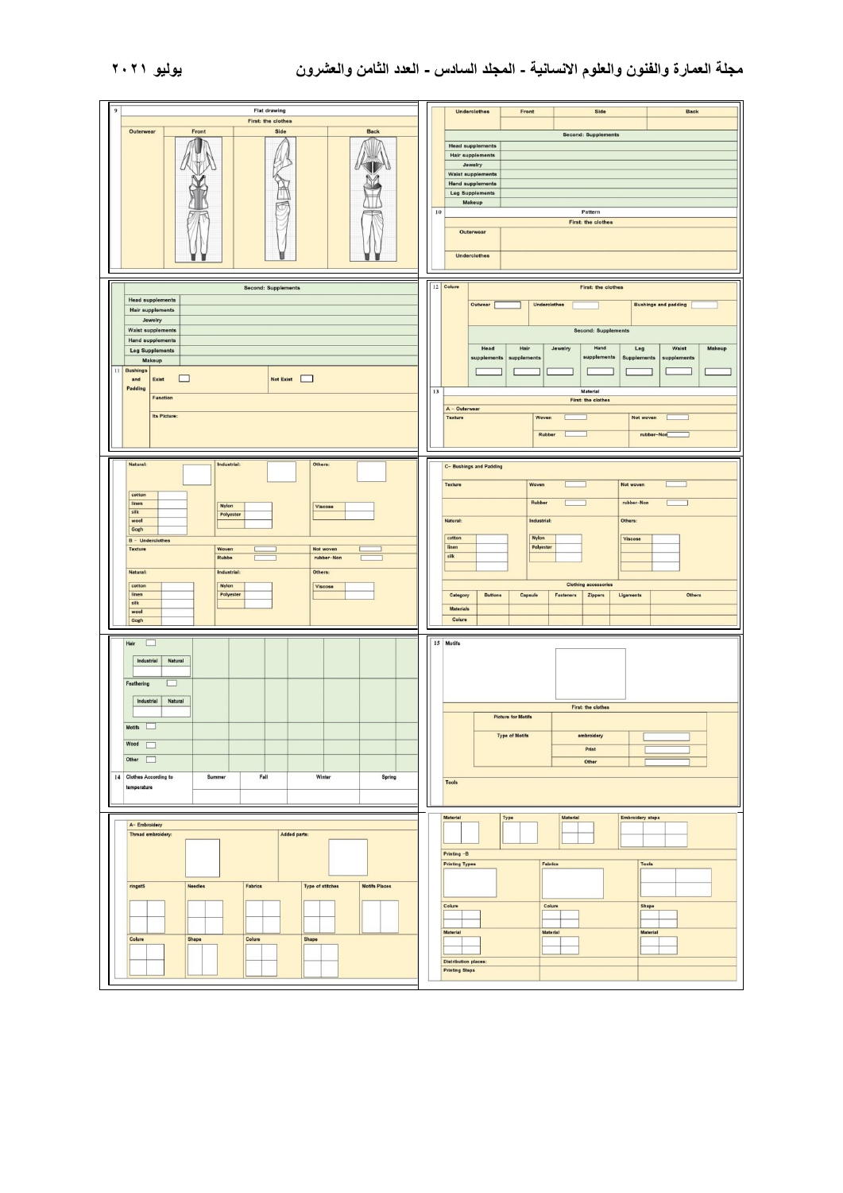| 9 | Flat drawing | | |
|---|---|---|---|
| | First: the clothes | | |
| Outerwear | Front | Side | Back |

| Underclothes | Front | Side | Back |
|---|---|---|---|
| | | | |

| Second: Supplements | |
|---|---|
| Head supplements | |
| Hair supplements | |
| Jewelry | |
| Waist supplements | |
| Hand supplements | |
| Leg Supplements | |
| Makeup | |

| 10 | Pattern |
|---|---|
| | First: the clothes |
| Outerwear | |
| Underclothes | |

| Second: Supplements | |
|---|---|
| Head supplements | |
| Hair supplements | |
| Jewelry | |
| Waist supplements | |
| Hand supplements | |
| Leg Supplements | |
| Makeup | |

| 11 | Bushings and Padding | Exist | Not Exist |
|---|---|---|---|
| | | Function | |
| | | Its Picture: | |

| 12 | Colure | First: the clothes | | |
|---|---|---|---|---|
| | | Outwear | Underclothes | Bushings and padding |

| Second: Supplements | | | | | | |
|---|---|---|---|---|---|---|
| Head supplements | Hair supplements | Jewelry | Hand supplements | Leg Supplements | Waist supplements | Makeup |
| | | | | | | |

| 13 | Material | | |
|---|---|---|---|
| | First: the clothes | | |
| A – Outerwear | | | |
| Texture | | Woven | Not woven |
| | | Rubber | rubber–Non |

| Natural: | Industrial: | Others: |
|---|---|---|
| cotton | Nylon | Viscose |
| linen | Polyester | |
| silk | | |
| wool | | |
| Gogh | | |

| B – Underclothes | | |
|---|---|---|
| Texture | Woven | Not woven |
| | Rubbe | rubber–Non |

| Natural: | Industrial: | Others: |
|---|---|---|
| cotton | Nylon | Viscose |
| linen | Polyester | |
| silk | | |
| wool | | |
| Gogh | | |

| C– Bushings and Padding | | |
|---|---|---|
| Texture | Woven | Not woven |
| | Rubber | rubber–Non |

| Natural: | Industrial: | Others: |
|---|---|---|
| cotton | Nylon | Viscose |
| linen | Polyester | |
| silk | | |

| Clothing accessories | | | | | | |
|---|---|---|---|---|---|---|
| Category | Buttons | Capsule | Fasteners | Zippers | Ligaments | Others |
| Materials | | | | | | |
| Colure | | | | | | |

| Hair | | | | | | |
|---|---|---|---|---|---|---|
| Industrial | Natural | | | | | |
| Feathering | | | | | | |
| Industrial | Natural | | | | | |
| Motifs | | | | | | |
| Wood | | | | | | |
| Other | | | | | | |

| 14 | Clothes According to temperature | Summer | Fall | Winter | Spring |
|---|---|---|---|---|---|
| | | | | | |

| 15 | Motifs | |
|---|---|---|
| | First: the clothes | |
| | Picture for Motifs | |
| | Type of Motifs | embroidery |
| | | Print |
| | | Other |
| Tools | | |

| A– Embroidery | |
|---|---|
| Thread embroidery: | Added parts: |

| ringetS | Needles | Fabrics | Type of stitches | Motifs Places |
|---|---|---|---|---|
| | | | | |
| Colure | Shape | Colure | Shape | |

| Material | Type | Material | Embroidery steps |
|---|---|---|---|
| | | | |

| Printing –B | | |
|---|---|---|
| Printing Types | Fabrics | Tools |
| Colure | Colure | Shape |
| Material | Material | Material |
| Distribution places: | | |
| Printing Steps | | |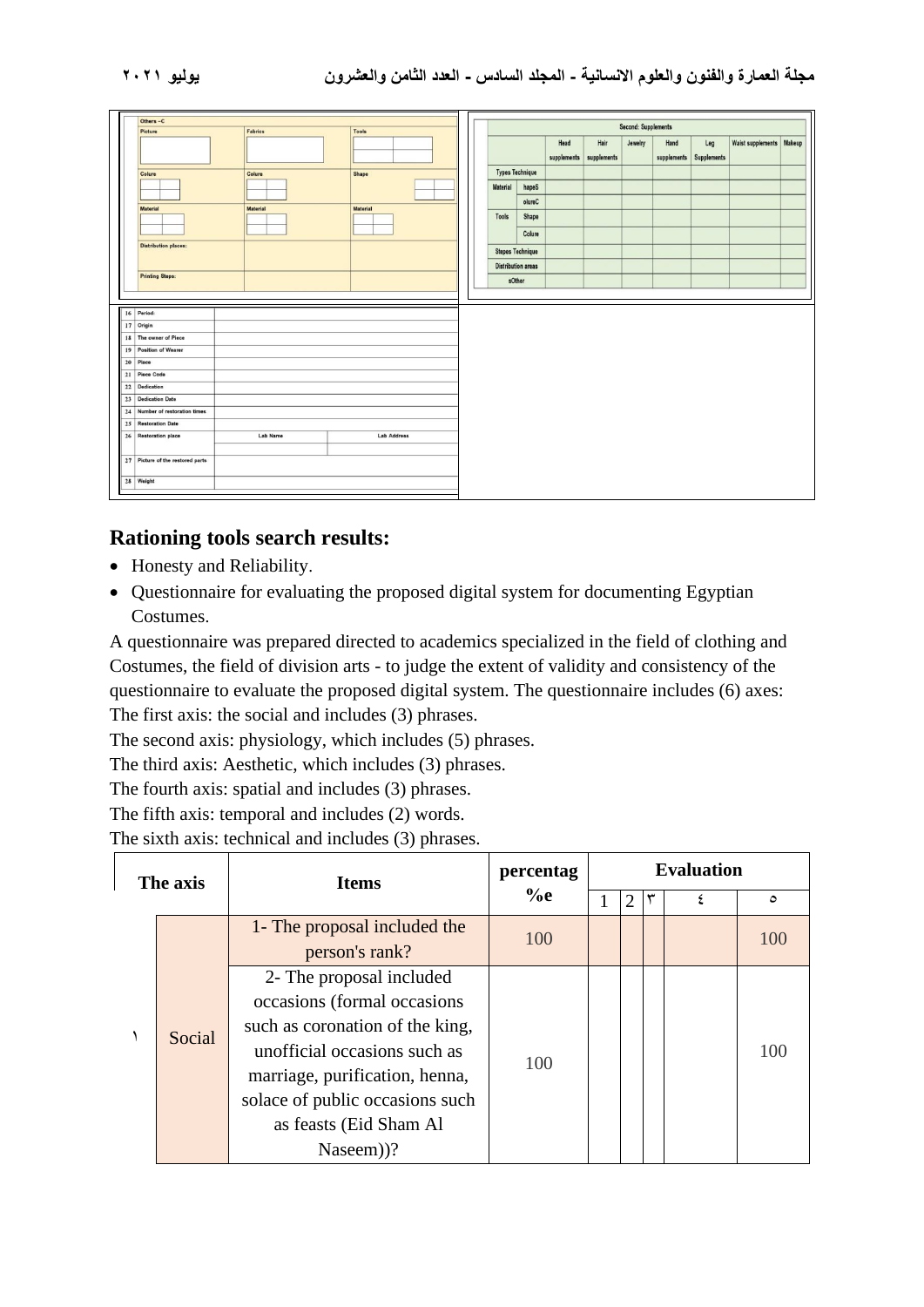| Others –C | | |
|---|---|---|
| Picture | Fabrics | Tools |
| Colure | Colure | Shape |
| Material | Material | Material |
| Distribution places: | | |
| Printing Steps: | | |

| Second: Supplements | | | | | | | | | |
|---|---|---|---|---|---|---|---|---|---|
| | | Head supplements | Hair supplements | Jewelry | Hand supplements | Leg Supplements | Waist supplements | Makeup |
| Types Technique | | | | | | | | |
| Material | hapeS | | | | | | | |
| | olureC | | | | | | | |
| Tools | Shape | | | | | | | |
| | Colure | | | | | | | |
| Stepes Technique | | | | | | | | |
| Distribution areas | | | | | | | | |
| sOther | | | | | | | | |

| | | | |
|---|---|---|---|
| 16 | Period: | | |
| 17 | Origin | | |
| 18 | The owner of Piece | | |
| 19 | Position of Wearer | | |
| 20 | Place | | |
| 21 | Piece Code | | |
| 22 | Dedication | | |
| 23 | Dedication Date | | |
| 24 | Number of restoration times | | |
| 25 | Restoration Date | | |
| 26 | Restoration place | Lab Name | Lab Address |
| 27 | Picture of the restored parts | | |
| 28 | Weight | | |

## Rationing tools search results:

- Honesty and Reliability.
- Questionnaire for evaluating the proposed digital system for documenting Egyptian Costumes.

A questionnaire was prepared directed to academics specialized in the field of clothing and Costumes, the field of division arts - to judge the extent of validity and consistency of the questionnaire to evaluate the proposed digital system. The questionnaire includes (6) axes:
The first axis: the social and includes (3) phrases.
The second axis: physiology, which includes (5) phrases.
The third axis: Aesthetic, which includes (3) phrases.
The fourth axis: spatial and includes (3) phrases.
The fifth axis: temporal and includes (2) words.
The sixth axis: technical and includes (3) phrases.

| The axis | | Items | percentag %e | Evaluation | | | | |
|---|---|---|---|---|---|---|---|---|
| | | | | 1 | 2 | ٣ | ٤ | ٥ |
| ١ | Social | 1- The proposal included the person's rank? | 100 | | | | | 100 |
| | | 2- The proposal included occasions (formal occasions such as coronation of the king, unofficial occasions such as marriage, purification, henna, solace of public occasions such as feasts (Eid Sham Al Naseem))? | 100 | | | | | 100 |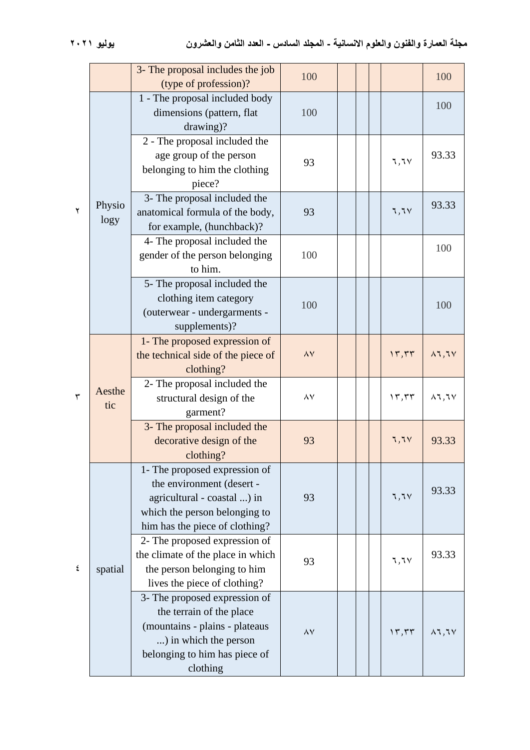| | | | | | | | |
|---|---|---|---|---|---|---|---|
| | | 3- The proposal includes the job (type of profession)? | 100 | | | | | 100 |
| ٢ | Physio logy | 1 - The proposal included body dimensions (pattern, flat drawing)? | 100 | | | | | 100 |
| | | 2 - The proposal included the age group of the person belonging to him the clothing piece? | 93 | | | | ٦,٦٧ | 93.33 |
| | | 3- The proposal included the anatomical formula of the body, for example, (hunchback)? | 93 | | | | ٦,٦٧ | 93.33 |
| | | 4- The proposal included the gender of the person belonging to him. | 100 | | | | | 100 |
| | | 5- The proposal included the clothing item category (outerwear - undergarments - supplements)? | 100 | | | | | 100 |
| ٣ | Aesthe tic | 1- The proposed expression of the technical side of the piece of clothing? | ٨٧ | | | | ١٣,٣٣ | ٨٦,٦٧ |
| | | 2- The proposal included the structural design of the garment? | ٨٧ | | | | ١٣,٣٣ | ٨٦,٦٧ |
| | | 3- The proposal included the decorative design of the clothing? | 93 | | | | ٦,٦٧ | 93.33 |
| ٤ | spatial | 1- The proposed expression of the environment (desert - agricultural - coastal ...) in which the person belonging to him has the piece of clothing? | 93 | | | | ٦,٦٧ | 93.33 |
| | | 2- The proposed expression of the climate of the place in which the person belonging to him lives the piece of clothing? | 93 | | | | ٦,٦٧ | 93.33 |
| | | 3- The proposed expression of the terrain of the place (mountains - plains - plateaus ...) in which the person belonging to him has piece of clothing | ٨٧ | | | | ١٣,٣٣ | ٨٦,٦٧ |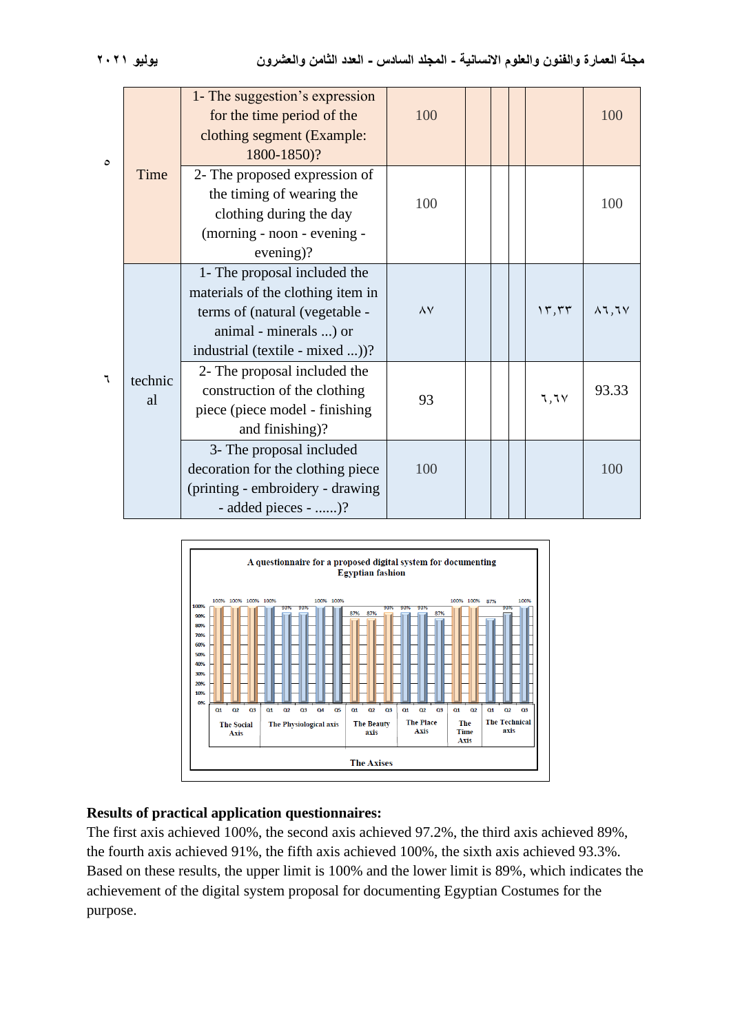| | | | | | | | | |
|---|---|---|---|---|---|---|---|---|
| ٥ | Time | 1- The suggestion's expression for the time period of the clothing segment (Example: 1800-1850)? | 100 | | | | | 100 |
| | | 2- The proposed expression of the timing of wearing the clothing during the day (morning - noon - evening - evening)? | 100 | | | | | 100 |
| ٦ | technical | 1- The proposal included the materials of the clothing item in terms of (natural (vegetable - animal - minerals ...) or industrial (textile - mixed ...))? | ٨٧ | | | | ١٣,٣٣ | ٨٦,٦٧ |
| | | 2- The proposal included the construction of the clothing piece (piece model - finishing and finishing)? | 93 | | | | ٦,٦٧ | 93.33 |
| | | 3- The proposal included decoration for the clothing piece (printing - embroidery - drawing - added pieces - ......)? | 100 | | | | | 100 |

A questionnaire for a proposed digital system for documenting Egyptian fashion

| Axis | Question | Percentage |
|---|---|---|
| The Social Axis | Q1 | 100% |
| | Q2 | 100% |
| | Q3 | 100% |
| The Physiological axis | Q1 | 100% |
| | Q2 | 93% |
| | Q3 | 93% |
| | Q4 | 100% |
| | Q5 | 100% |
| The Beauty axis | Q1 | 87% |
| | Q2 | 87% |
| | Q3 | 93% |
| The Place Axis | Q1 | 93% |
| | Q2 | 93% |
| | Q3 | 87% |
| The Time Axis | Q1 | 100% |
| | Q2 | 100% |
| The Technical axis | Q1 | 87% |
| | Q2 | 93% |
| | Q3 | 100% |

The Axises

**Results of practical application questionnaires:**

The first axis achieved 100%, the second axis achieved 97.2%, the third axis achieved 89%, the fourth axis achieved 91%, the fifth axis achieved 100%, the sixth axis achieved 93.3%. Based on these results, the upper limit is 100% and the lower limit is 89%, which indicates the achievement of the digital system proposal for documenting Egyptian Costumes for the purpose.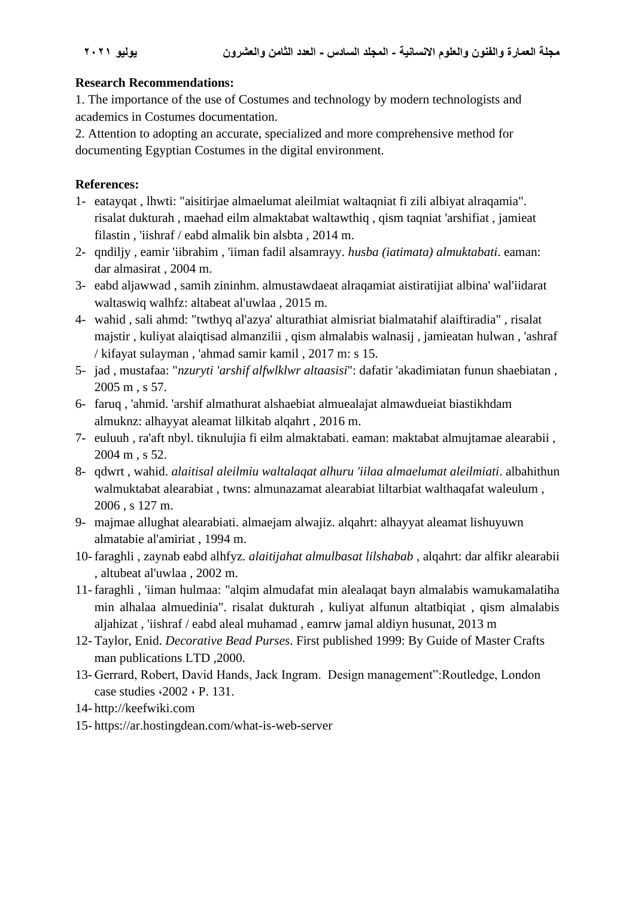**Research Recommendations:**

1. The importance of the use of Costumes and technology by modern technologists and academics in Costumes documentation.
2. Attention to adopting an accurate, specialized and more comprehensive method for documenting Egyptian Costumes in the digital environment.

**References:**

1- eatayqat , lhwti: "aisitirjae almaelumat aleilmiat waltaqniat fi zili albiyat alraqamia". risalat dukturah , maehad eilm almaktabat waltawthiq , qism taqniat 'arshifiat , jamieat filastin , 'iishraf / eabd almalik bin alsbta , 2014 m.

2- qndiljy , eamir 'iibrahim , 'iiman fadil alsamrayy. *husba (iatimata) almuktabati*. eaman: dar almasirat , 2004 m.

3- eabd aljawwad , samih zininhm. almustawdaeat alraqamiat aistiratijiat albina' wal'iidarat waltaswiq walhfz: altabeat al'uwlaa , 2015 m.

4- wahid , sali ahmd: "twthyq al'azya' alturathiat almisriat bialmatahif alaiftiradia" , risalat majstir , kuliyat alaiqtisad almanzilii , qism almalabis walnasij , jamieatan hulwan , 'ashraf / kifayat sulayman , 'ahmad samir kamil , 2017 m: s 15.

5- jad , mustafaa: "*nzuryti 'arshif alfwlklwr altaasisi*": dafatir 'akadimiatan funun shaebiatan , 2005 m , s 57.

6- faruq , 'ahmid. 'arshif almathurat alshaebiat almuealajat almawdueiat biastikhdam almuknz: alhayyat aleamat lilkitab alqahrt , 2016 m.

7- euluuh , ra'aft nbyl. tiknulujia fi eilm almaktabati. eaman: maktabat almujtamae alearabii , 2004 m , s 52.

8- qdwrt , wahid. *alaitisal aleilmiu waltalaqat alhuru 'iilaa almaelumat aleilmiati*. albahithun walmuktabat alearabiat , twns: almunazamat alearabiat liltarbiat walthaqafat waleulum , 2006 , s 127 m.

9- majmae allughat alearabiati. almaejam alwajiz. alqahrt: alhayyat aleamat lishuyuwn almatabie al'amiriat , 1994 m.

10- faraghli , zaynab eabd alhfyz. *alaitijahat almulbasat lilshabab* , alqahrt: dar alfikr alearabii , altubeat al'uwlaa , 2002 m.

11- faraghli , 'iiman hulmaa: "alqim almudafat min alealaqat bayn almalabis wamukamalatiha min alhalaa almuedinia". risalat dukturah , kuliyat alfunun altatbiqiat , qism almalabis aljahizat , 'iishraf / eabd aleal muhamad , eamrw jamal aldiyn husunat, 2013 m

12- Taylor, Enid. *Decorative Bead Purses*. First published 1999: By Guide of Master Crafts man publications LTD ,2000.

13- Gerrard, Robert, David Hands, Jack Ingram. Design management":Routledge, London case studies ،2002 ، P. 131.

14- http://keefwiki.com

15- https://ar.hostingdean.com/what-is-web-server